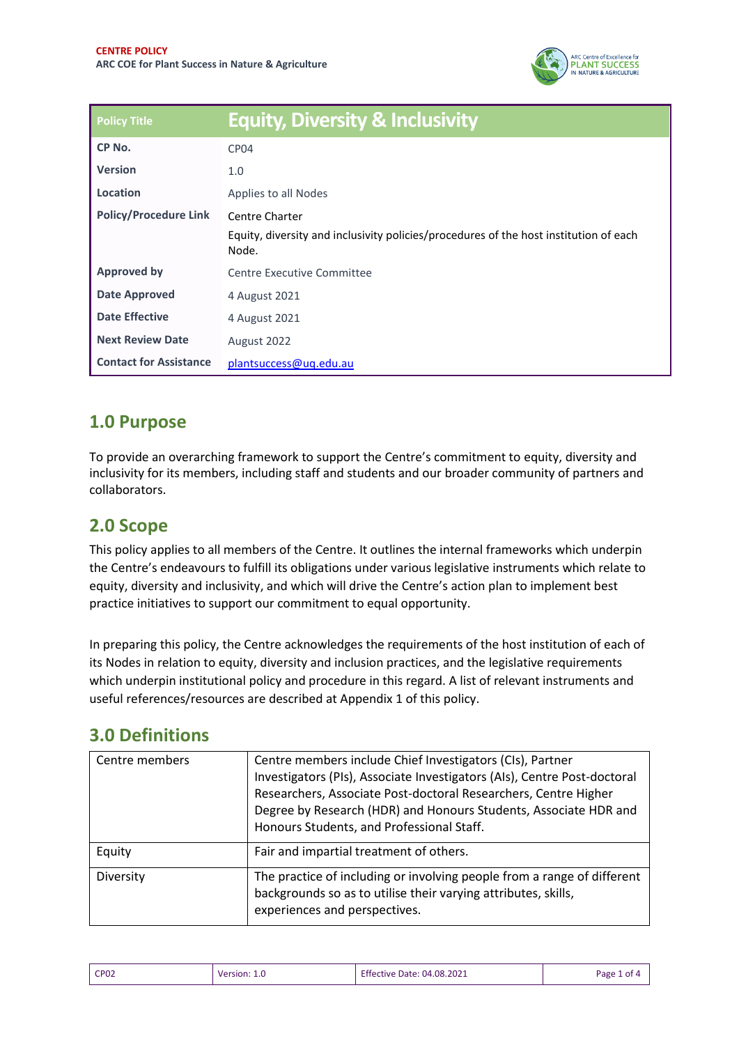**CENTRE POLICY**
**ARC COE for Plant Success in Nature & Agriculture**

| Policy Title | Equity, Diversity & Inclusivity |
|---|---|
| **CP No.** | CP04 |
| **Version** | 1.0 |
| **Location** | Applies to all Nodes |
| **Policy/Procedure Link** | Centre Charter<br>Equity, diversity and inclusivity policies/procedures of the host institution of each Node. |
| **Approved by** | Centre Executive Committee |
| **Date Approved** | 4 August 2021 |
| **Date Effective** | 4 August 2021 |
| **Next Review Date** | August 2022 |
| **Contact for Assistance** | plantsuccess@uq.edu.au |

## 1.0 Purpose

To provide an overarching framework to support the Centre's commitment to equity, diversity and inclusivity for its members, including staff and students and our broader community of partners and collaborators.

## 2.0 Scope

This policy applies to all members of the Centre. It outlines the internal frameworks which underpin the Centre's endeavours to fulfill its obligations under various legislative instruments which relate to equity, diversity and inclusivity, and which will drive the Centre's action plan to implement best practice initiatives to support our commitment to equal opportunity.

In preparing this policy, the Centre acknowledges the requirements of the host institution of each of its Nodes in relation to equity, diversity and inclusion practices, and the legislative requirements which underpin institutional policy and procedure in this regard. A list of relevant instruments and useful references/resources are described at Appendix 1 of this policy.

## 3.0 Definitions

| | |
|---|---|
| Centre members | Centre members include Chief Investigators (CIs), Partner Investigators (PIs), Associate Investigators (AIs), Centre Post-doctoral Researchers, Associate Post-doctoral Researchers, Centre Higher Degree by Research (HDR) and Honours Students, Associate HDR and Honours Students, and Professional Staff. |
| Equity | Fair and impartial treatment of others. |
| Diversity | The practice of including or involving people from a range of different backgrounds so as to utilise their varying attributes, skills, experiences and perspectives. |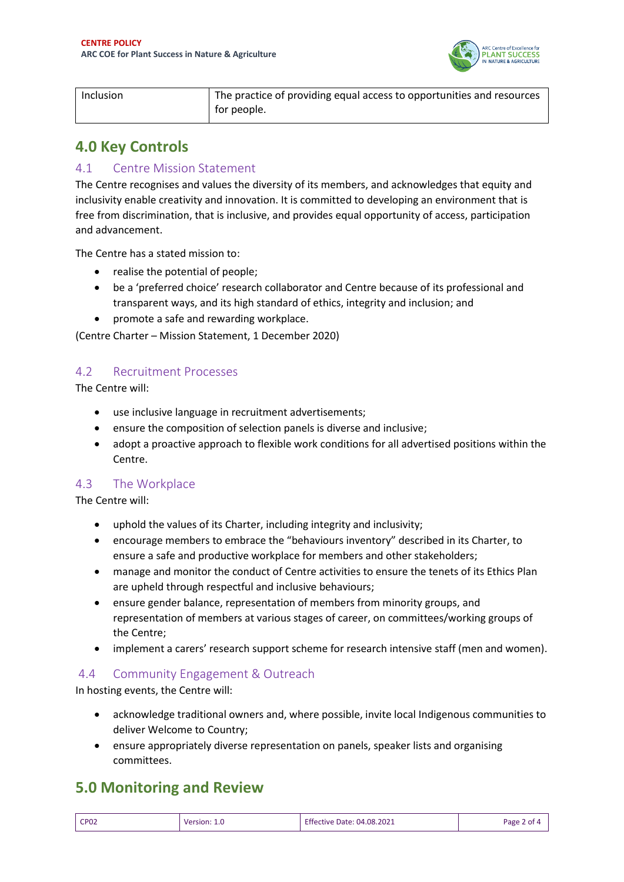| | |
|---|---|
| Inclusion | The practice of providing equal access to opportunities and resources for people. |

## 4.0 Key Controls

### 4.1 Centre Mission Statement

The Centre recognises and values the diversity of its members, and acknowledges that equity and inclusivity enable creativity and innovation. It is committed to developing an environment that is free from discrimination, that is inclusive, and provides equal opportunity of access, participation and advancement.

The Centre has a stated mission to:

- realise the potential of people;
- be a 'preferred choice' research collaborator and Centre because of its professional and transparent ways, and its high standard of ethics, integrity and inclusion; and
- promote a safe and rewarding workplace.

(Centre Charter – Mission Statement, 1 December 2020)

### 4.2 Recruitment Processes

The Centre will:

- use inclusive language in recruitment advertisements;
- ensure the composition of selection panels is diverse and inclusive;
- adopt a proactive approach to flexible work conditions for all advertised positions within the Centre.

### 4.3 The Workplace

The Centre will:

- uphold the values of its Charter, including integrity and inclusivity;
- encourage members to embrace the "behaviours inventory" described in its Charter, to ensure a safe and productive workplace for members and other stakeholders;
- manage and monitor the conduct of Centre activities to ensure the tenets of its Ethics Plan are upheld through respectful and inclusive behaviours;
- ensure gender balance, representation of members from minority groups, and representation of members at various stages of career, on committees/working groups of the Centre;
- implement a carers' research support scheme for research intensive staff (men and women).

### 4.4 Community Engagement & Outreach

In hosting events, the Centre will:

- acknowledge traditional owners and, where possible, invite local Indigenous communities to deliver Welcome to Country;
- ensure appropriately diverse representation on panels, speaker lists and organising committees.

## 5.0 Monitoring and Review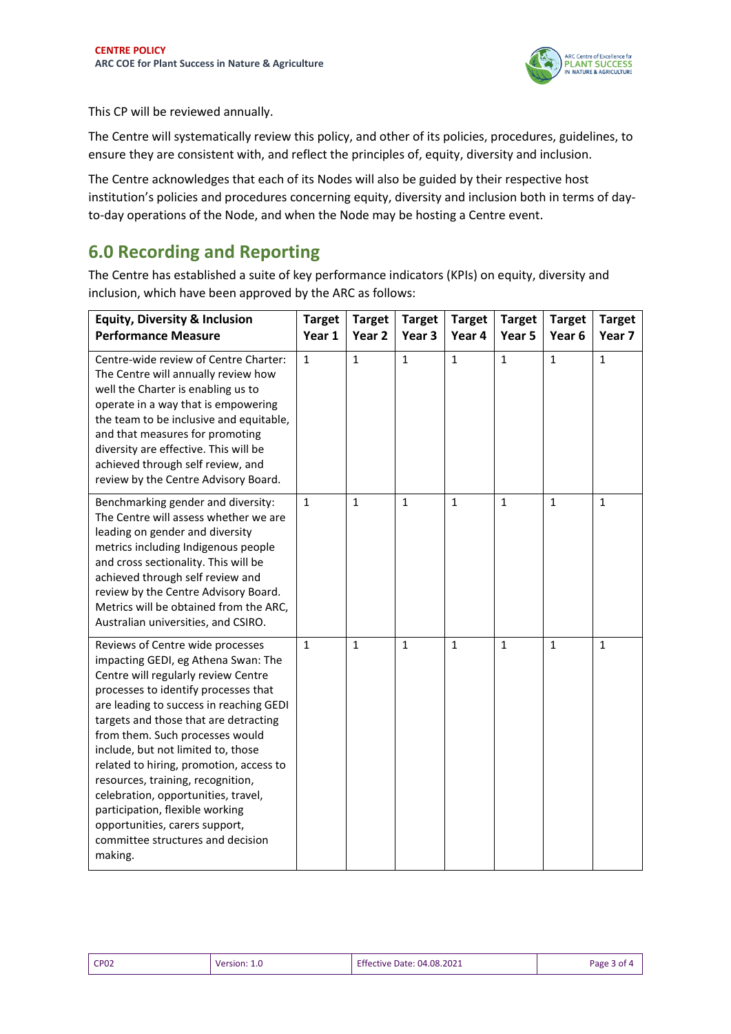This CP will be reviewed annually.

The Centre will systematically review this policy, and other of its policies, procedures, guidelines, to ensure they are consistent with, and reflect the principles of, equity, diversity and inclusion.

The Centre acknowledges that each of its Nodes will also be guided by their respective host institution's policies and procedures concerning equity, diversity and inclusion both in terms of day-to-day operations of the Node, and when the Node may be hosting a Centre event.

## 6.0 Recording and Reporting

The Centre has established a suite of key performance indicators (KPIs) on equity, diversity and inclusion, which have been approved by the ARC as follows:

| Equity, Diversity & Inclusion Performance Measure | Target Year 1 | Target Year 2 | Target Year 3 | Target Year 4 | Target Year 5 | Target Year 6 | Target Year 7 |
|---|---|---|---|---|---|---|---|
| Centre-wide review of Centre Charter: The Centre will annually review how well the Charter is enabling us to operate in a way that is empowering the team to be inclusive and equitable, and that measures for promoting diversity are effective. This will be achieved through self review, and review by the Centre Advisory Board. | 1 | 1 | 1 | 1 | 1 | 1 | 1 |
| Benchmarking gender and diversity: The Centre will assess whether we are leading on gender and diversity metrics including Indigenous people and cross sectionality. This will be achieved through self review and review by the Centre Advisory Board. Metrics will be obtained from the ARC, Australian universities, and CSIRO. | 1 | 1 | 1 | 1 | 1 | 1 | 1 |
| Reviews of Centre wide processes impacting GEDI, eg Athena Swan: The Centre will regularly review Centre processes to identify processes that are leading to success in reaching GEDI targets and those that are detracting from them. Such processes would include, but not limited to, those related to hiring, promotion, access to resources, training, recognition, celebration, opportunities, travel, participation, flexible working opportunities, carers support, committee structures and decision making. | 1 | 1 | 1 | 1 | 1 | 1 | 1 |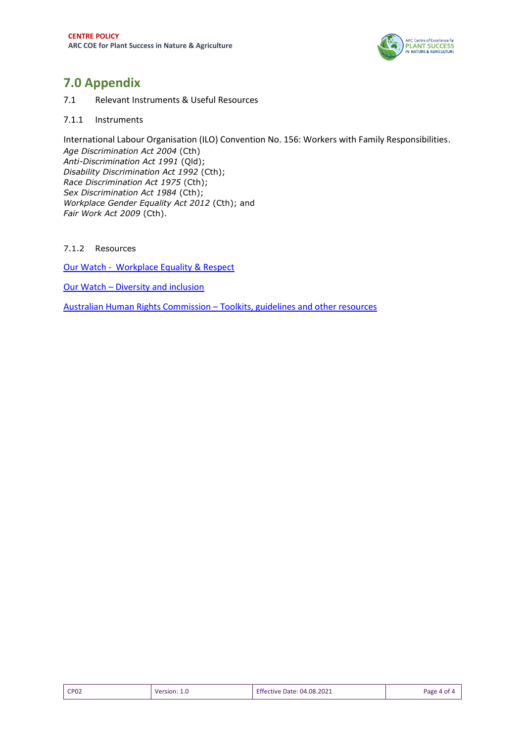# 7.0 Appendix

7.1 Relevant Instruments & Useful Resources

7.1.1 Instruments

International Labour Organisation (ILO) Convention No. 156: Workers with Family Responsibilities.
*Age Discrimination Act 2004* (Cth)
*Anti-Discrimination Act 1991* (Qld);
*Disability Discrimination Act 1992* (Cth);
*Race Discrimination Act 1975* (Cth);
*Sex Discrimination Act 1984* (Cth);
*Workplace Gender Equality Act 2012* (Cth); and
*Fair Work Act 2009* (Cth).

7.1.2 Resources

Our Watch - Workplace Equality & Respect

Our Watch – Diversity and inclusion

Australian Human Rights Commission – Toolkits, guidelines and other resources